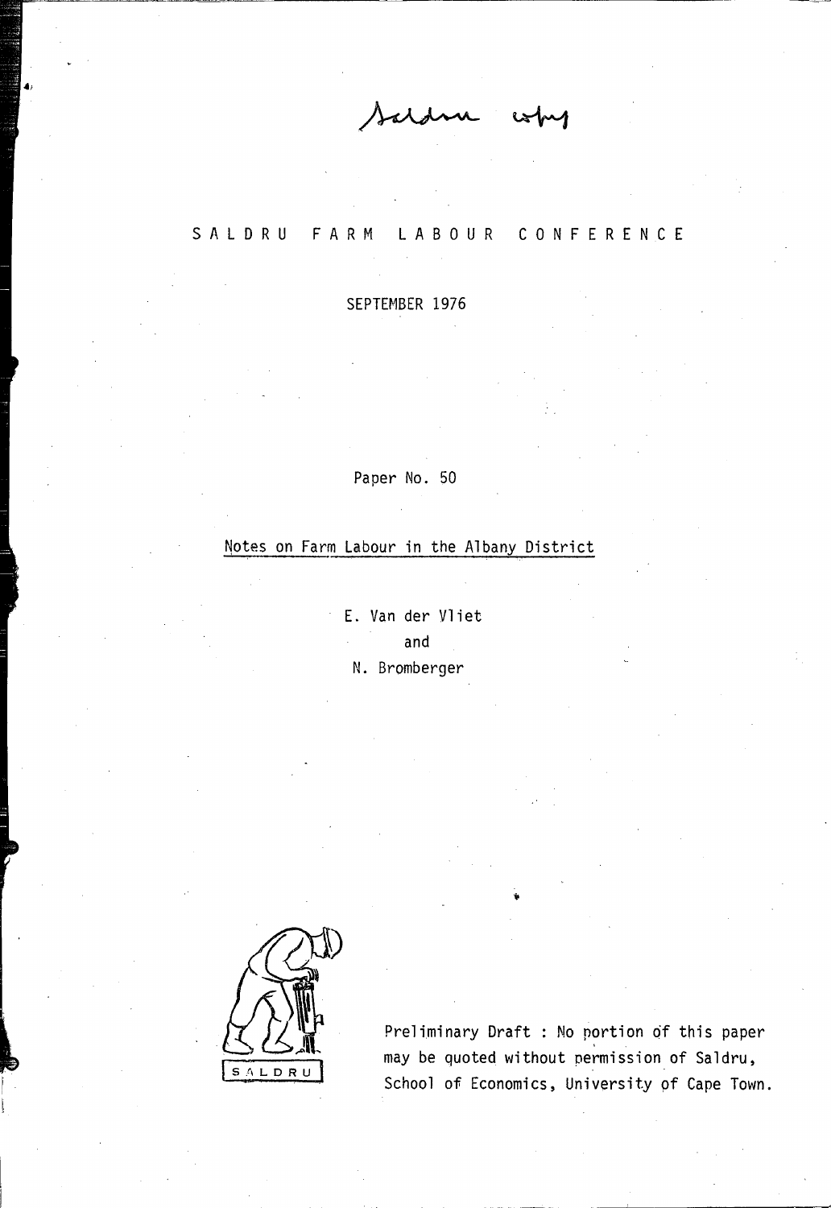Saldru copy

# SALDRU FARM LABOUR CONFERENCE

SEPTEMBER 1976

Paper No. 50

## Notes on Farm Labour in the Albany District

E. Van der Vliet

and

N. Bromberger

SALDRU

Preliminary Draft : No portion of this paper may be quoted without permission of Saldru, School of Economics, University of Cape Town.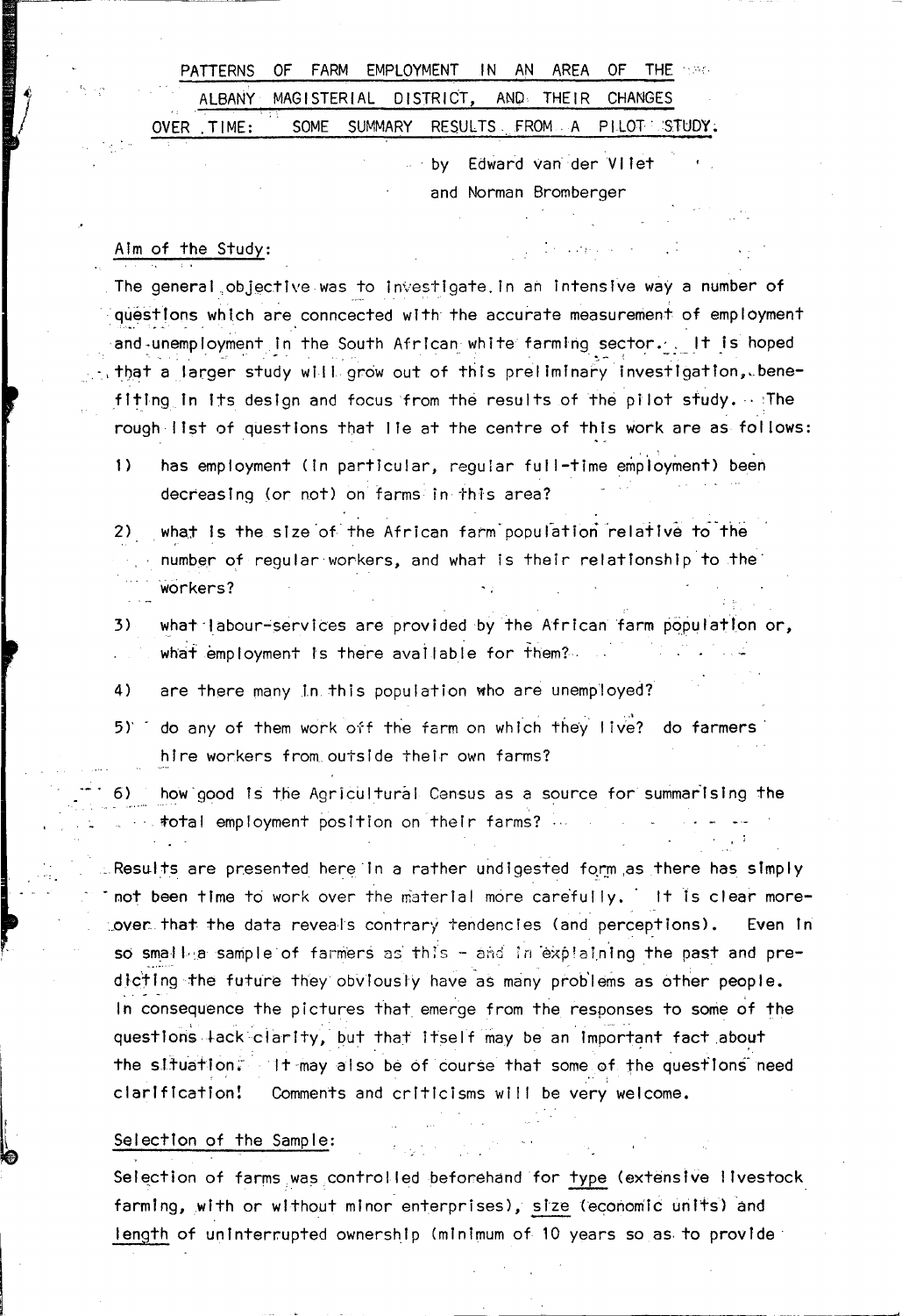# PATTERNS OF FARM EMPLOYMENT IN AN AREA OF THE ALBANY MAGISTERIAL DISTRICT, AND THEIR CHANGES OVER TIME: SOME SUMMARY RESULTS FROM A PILOT STUDY.

by Edward van der Vliet
and Norman Bromberger

## Aim of the Study:

The general objective was to investigate in an intensive way a number of questions which are conncected with the accurate measurement of employment and unemployment in the South African white farming sector. It is hoped that a larger study will grow out of this preliminary investigation, benefiting in its design and focus from the results of the pilot study. The rough list of questions that lie at the centre of this work are as follows:

1) has employment (in particular, regular full-time employment) been decreasing (or not) on farms in this area?
2) what is the size of the African farm population relative to the number of regular workers, and what is their relationship to the workers?
3) what labour-services are provided by the African farm population or, what employment is there available for them?
4) are there many in this population who are unemployed?
5) do any of them work off the farm on which they live? do farmers hire workers from outside their own farms?
6) how good is the Agricultural Census as a source for summarising the total employment position on their farms?

Results are presented here in a rather undigested form as there has simply not been time to work over the material more carefully. It is clear moreover that the data reveals contrary tendencies (and perceptions). Even in so small a sample of farmers as this – and in explaining the past and predicting the future they obviously have as many problems as other people. In consequence the pictures that emerge from the responses to some of the questions lack clarity, but that itself may be an important fact about the situation. It may also be of course that some of the questions need clarification! Comments and criticisms will be very welcome.

## Selection of the Sample:

Selection of farms was controlled beforehand for type (extensive livestock farming, with or without minor enterprises), size (economic units) and length of uninterrupted ownership (minimum of 10 years so as to provide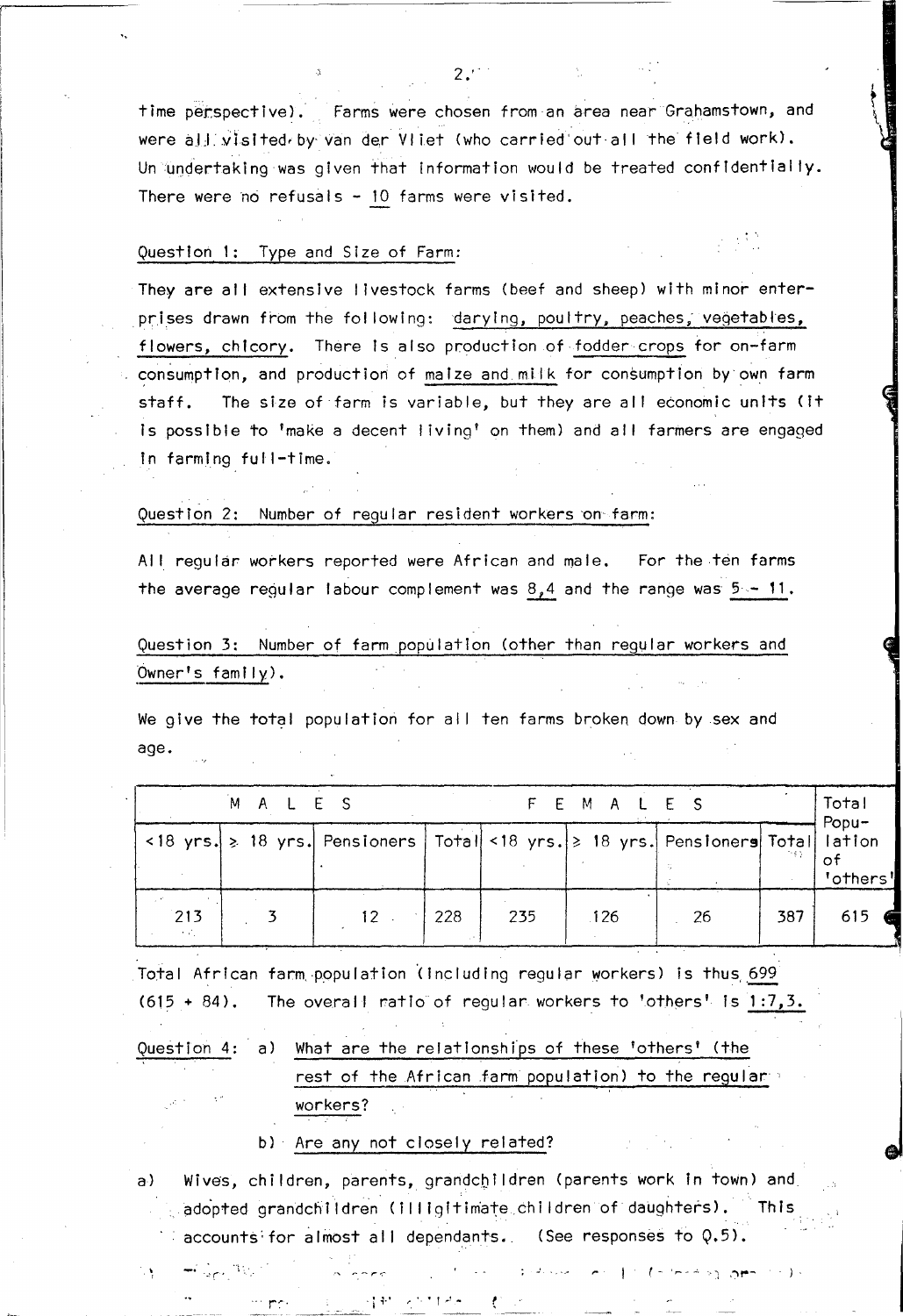time perspective). Farms were chosen from an area near Grahamstown, and were all visited by van der Vliet (who carried out all the field work). Un undertaking was given that information would be treated confidentially. There were no refusals - 10 farms were visited.

Question 1: Type and Size of Farm:

They are all extensive livestock farms (beef and sheep) with minor enterprises drawn from the following: darying, poultry, peaches, vegetables, flowers, chicory. There is also production of fodder crops for on-farm consumption, and production of maize and milk for consumption by own farm staff. The size of farm is variable, but they are all economic units (it is possible to 'make a decent living' on them) and all farmers are engaged in farming full-time.

Question 2: Number of regular resident workers on farm:

All regular workers reported were African and male. For the ten farms the average regular labour complement was 8,4 and the range was 5 - 11.

Question 3: Number of farm population (other than regular workers and Owner's family).

We give the total population for all ten farms broken down by sex and age.

| MALES | | | | FEMALES | | | | Total Population of 'others' |
|---|---|---|---|---|---|---|---|---|
| <18 yrs. | ≥ 18 yrs. | Pensioners | Total | <18 yrs. | ≥ 18 yrs. | Pensioners | Total | |
| 213 | 3 | 12 | 228 | 235 | 126 | 26 | 387 | 615 |

Total African farm population (including regular workers) is thus 699 (615 + 84). The overall ratio of regular workers to 'others' is 1:7,3.

Question 4: a) What are the relationships of these 'others' (the rest of the African farm population) to the regular workers?

b) Are any not closely related?

a) Wives, children, parents, grandchildren (parents work in town) and adopted grandchildren (illigitimate children of daughters). This accounts for almost all dependants. (See responses to Q.5).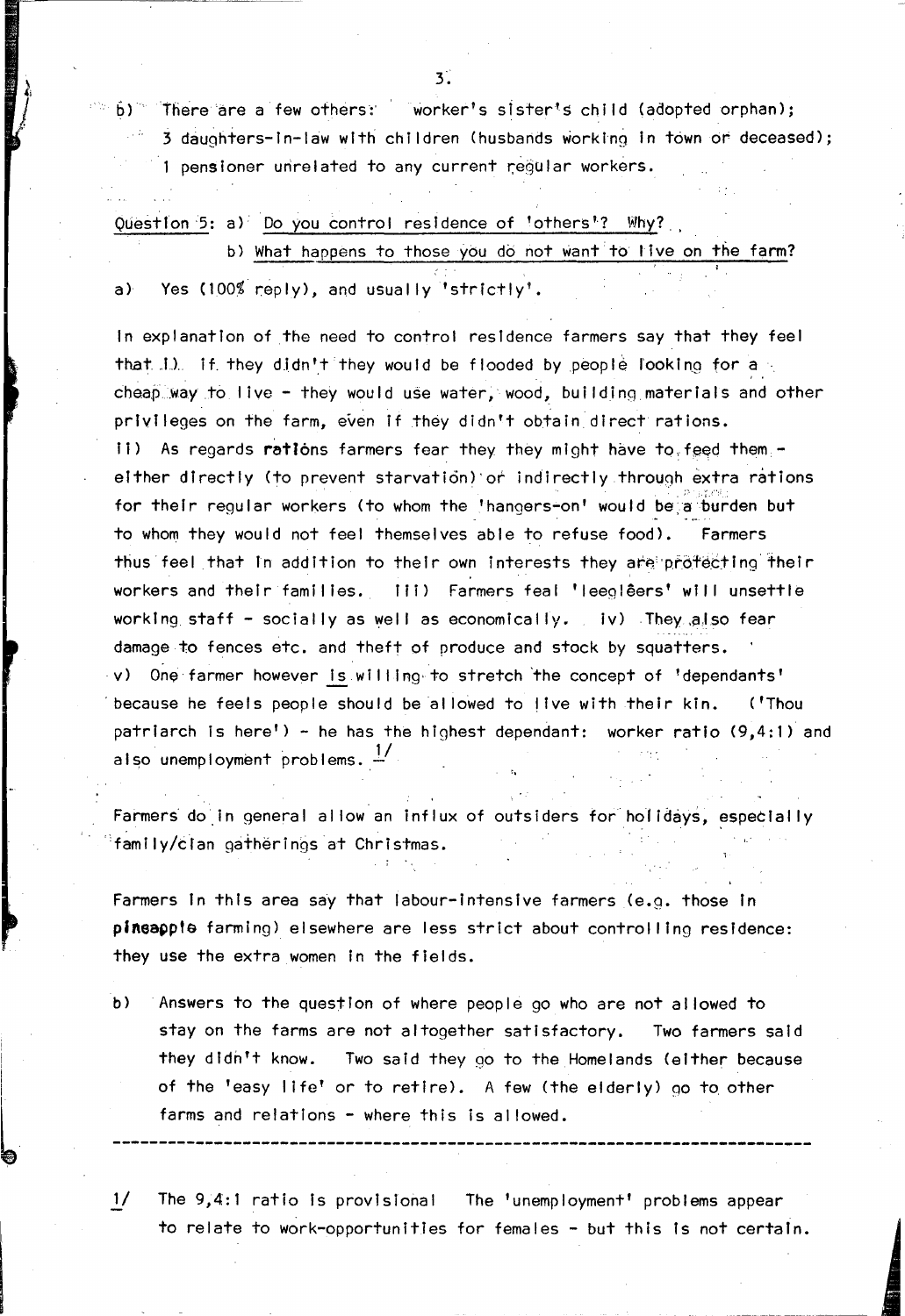b) There are a few others: worker's sister's child (adopted orphan); 3 daughters-in-law with children (husbands working in town or deceased); 1 pensioner unrelated to any current regular workers.

Question 5: a) Do you control residence of 'others'? Why?

b) What happens to those you do not want to live on the farm?

a) Yes (100% reply), and usually 'strictly'.

In explanation of the need to control residence farmers say that they feel that i) if they didn't they would be flooded by people looking for a cheap way to live - they would use water, wood, building materials and other privileges on the farm, even if they didn't obtain direct rations. ii) As regards rations farmers fear they they might have to feed them - either directly (to prevent starvation) or indirectly through extra rations for their regular workers (to whom the 'hangers-on' would be a burden but to whom they would not feel themselves able to refuse food). Farmers thus feel that in addition to their own interests they are protecting their workers and their families. iii) Farmers feal 'leeglêers' will unsettle working staff - socially as well as economically. iv) They also fear damage to fences etc. and theft of produce and stock by squatters. v) One farmer however is willing to stretch the concept of 'dependants' because he feels people should be allowed to live with their kin. ('Thou patriarch is here') - he has the highest dependant: worker ratio (9,4:1) and also unemployment problems. [1/]

Farmers do in general allow an influx of outsiders for holidays, especially family/clan gatherings at Christmas.

Farmers in this area say that labour-intensive farmers (e.g. those in pineapple farming) elsewhere are less strict about controlling residence: they use the extra women in the fields.

b) Answers to the question of where people go who are not allowed to stay on the farms are not altogether satisfactory. Two farmers said they didn't know. Two said they go to the Homelands (either because of the 'easy life' or to retire). A few (the elderly) go to other farms and relations - where this is allowed.

---

1/ The 9,4:1 ratio is provisional The 'unemployment' problems appear to relate to work-opportunities for females - but this is not certain.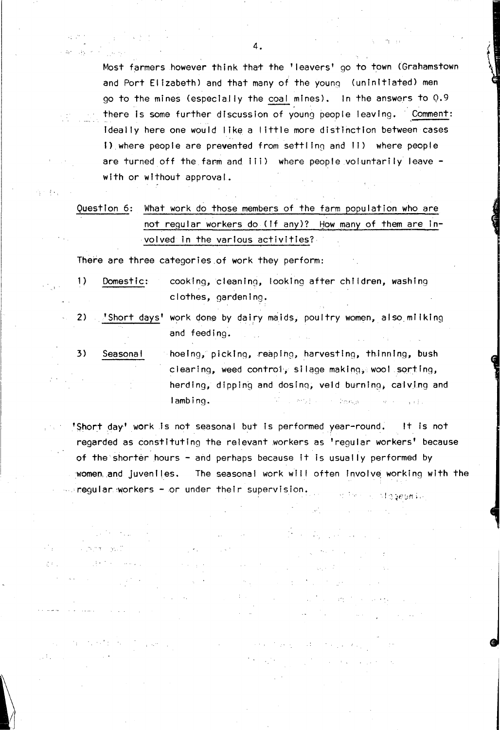Most farmers however think that the 'leavers' go to town (Grahamstown and Port Elizabeth) and that many of the young (uninitiated) men go to the mines (especially the <u>coal</u> mines). In the answers to Q.9 there is some further discussion of young people leaving. <u>Comment</u>: Ideally here one would like a little more distinction between cases i) where people are prevented from settling and ii) where people are turned off the farm and iii) where people voluntarily leave - with or without approval.

<u>Question 6: What work do those members of the farm population who are not regular workers do (if any)? How many of them are involved in the various activities?</u>

There are three categories of work they perform:

1) <u>Domestic</u>: cooking, cleaning, looking after children, washing clothes, gardening.

2) <u>'Short days'</u> work done by dairy maids, poultry women, also milking and feeding.

3) <u>Seasonal</u> hoeing, picking, reaping, harvesting, thinning, bush clearing, weed control, silage making, wool sorting, herding, dipping and dosing, veld burning, calving and lambing.

'Short day' work is not seasonal but is performed year-round. It is not regarded as constituting the relevant workers as 'regular workers' because of the shorter hours - and perhaps because it is usually performed by women and juveniles. The seasonal work will often involve working with the regular workers - or under their supervision.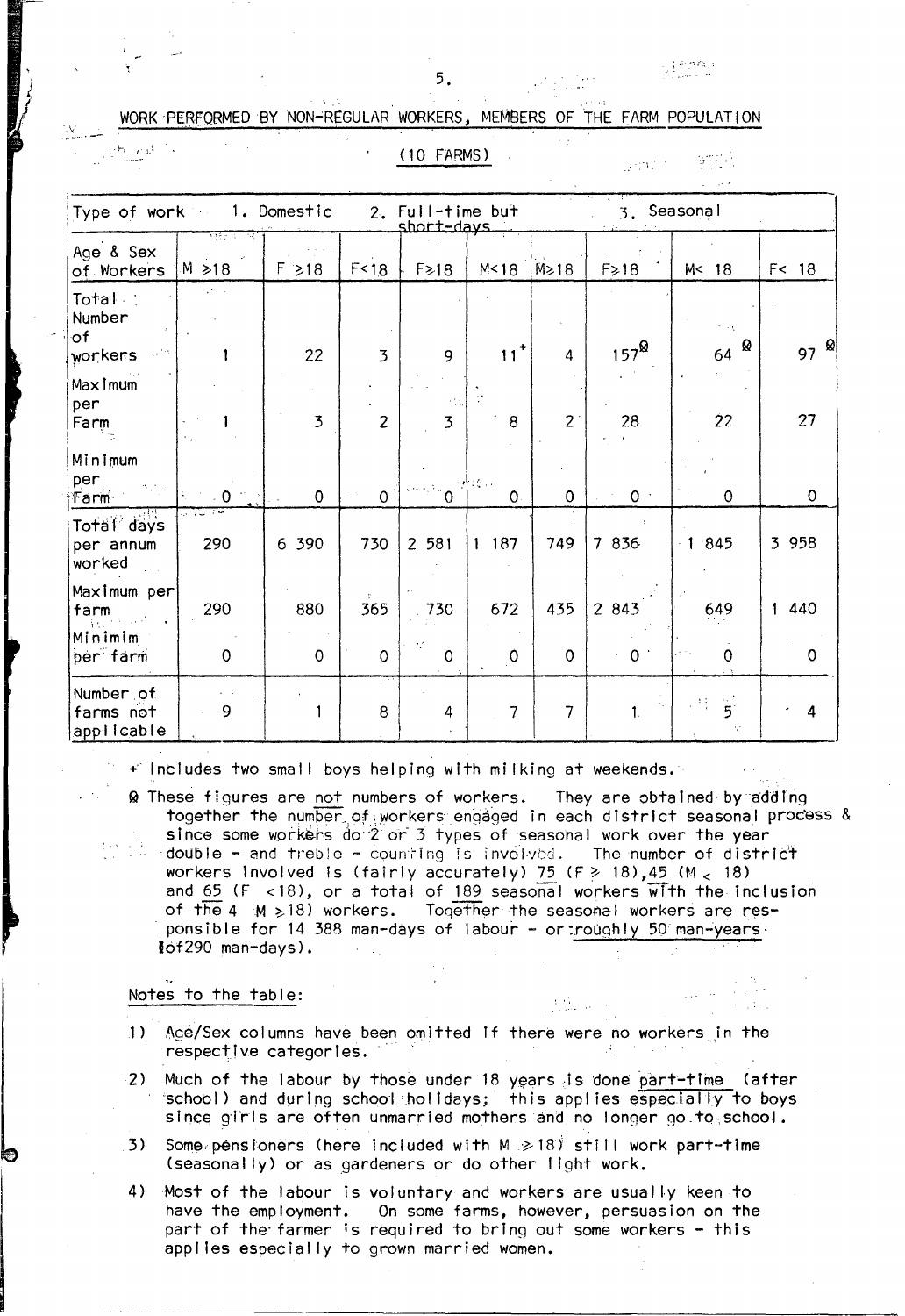## WORK PERFORMED BY NON-REGULAR WORKERS, MEMBERS OF THE FARM POPULATION

(10 FARMS)

| Type of work | 1. Domestic | | 2. Full-time but short-days | | | 3. Seasonal | | | |
|---|---|---|---|---|---|---|---|---|---|
| Age & Sex of Workers | M ≥18 | F ≥18 | F<18 | F≥18 | M<18 | M≥18 | F≥18 | M< 18 | F< 18 |
| Total Number of workers | 1 | 22 | 3 | 9 | 11+ | 4 | 157Ø | 64 Ø | 97 Ø |
| Maximum per Farm | 1 | 3 | 2 | 3 | 8 | 2 | 28 | 22 | 27 |
| Minimum per Farm | 0 | 0 | 0 | 0 | 0 | 0 | 0 | 0 | 0 |
| Total days per annum worked | 290 | 6 390 | 730 | 2 581 | 1 187 | 749 | 7 836 | 1 845 | 3 958 |
| Maximum per farm | 290 | 880 | 365 | 730 | 672 | 435 | 2 843 | 649 | 1 440 |
| Minimim per farm | 0 | 0 | 0 | 0 | 0 | 0 | 0 | 0 | 0 |
| Number of farms not applicable | 9 | 1 | 8 | 4 | 7 | 7 | 1 | 5 | 4 |

+ Includes two small boys helping with milking at weekends.

Ø These figures are not numbers of workers. They are obtained by adding together the number of workers engaged in each district seasonal process & since some workers do 2 or 3 types of seasonal work over the year double - and treble - counting is involved. The number of district workers involved is (fairly accurately) 75 (F ≥ 18), 45 (M < 18) and 65 (F < 18), or a total of 189 seasonal workers with the inclusion of the 4 M ≥18) workers. Together the seasonal workers are responsible for 14 388 man-days of labour - or roughly 50 man-years (of 290 man-days).

### Notes to the table:

1) Age/Sex columns have been omitted if there were no workers in the respective categories.

2) Much of the labour by those under 18 years is done part-time (after school) and during school holidays; this applies especially to boys since girls are often unmarried mothers and no longer go to school.

3) Some pensioners (here included with M ≥18) still work part-time (seasonally) or as gardeners or do other light work.

4) Most of the labour is voluntary and workers are usually keen to have the employment. On some farms, however, persuasion on the part of the farmer is required to bring out some workers - this applies especially to grown married women.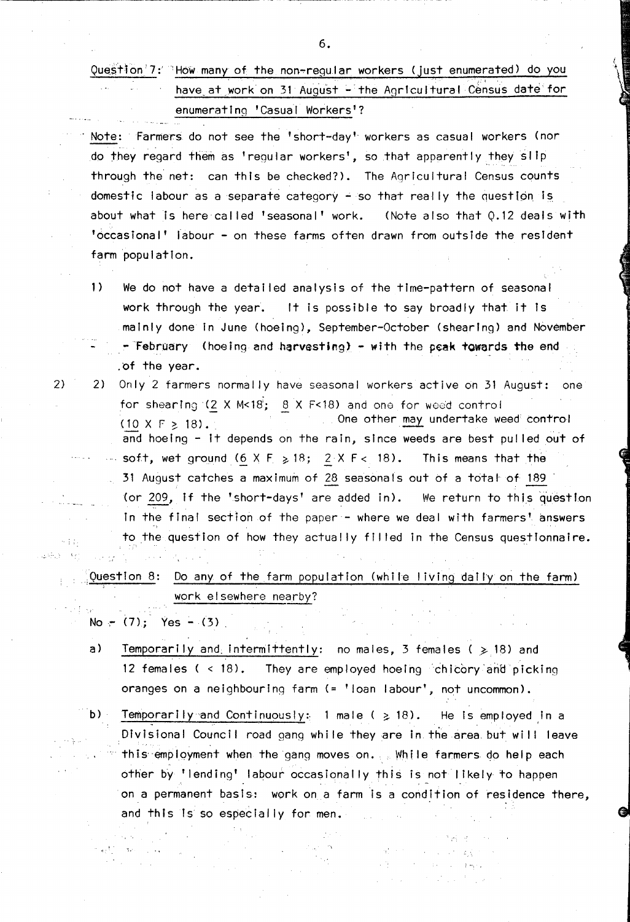**Question 7:** How many of the non-regular workers (just enumerated) do you have at work on 31 August - the Agricultural Census date for enumerating 'Casual Workers'?

Note: Farmers do not see the 'short-day' workers as casual workers (nor do they regard them as 'regular workers', so that apparently they slip through the net: can this be checked?). The Agricultural Census counts domestic labour as a separate category - so that really the question is about what is here called 'seasonal' work. (Note also that Q.12 deals with 'occasional' labour - on these farms often drawn from outside the resident farm population.

1) We do not have a detailed analysis of the time-pattern of seasonal work through the year. It is possible to say broadly that it is mainly done in June (hoeing), September-October (shearing) and November - February (hoeing and harvesting) - with the peak towards the end of the year.

2) Only 2 farmers normally have seasonal workers active on 31 August: one for shearing (2 X M<18; 8 X F<18) and one for weed control (10 X F $\geq$ 18). One other *may* undertake weed control and hoeing - it depends on the rain, since weeds are best pulled out of soft, wet ground (6 X F $\geq$ 18; 2 X F < 18). This means that the 31 August catches a maximum of 28 seasonals out of a total of 189 (or 209, if the 'short-days' are added in). We return to this question in the final section of the paper - where we deal with farmers' answers to the question of how they actually filled in the Census questionnaire.

**Question 8:** Do any of the farm population (while living daily on the farm) work elsewhere nearby?

No - (7); Yes - (3)

a) Temporarily and intermittently: no males, 3 females ( $\geq$ 18) and 12 females ( < 18). They are employed hoeing chicory and picking oranges on a neighbouring farm (= 'loan labour', not uncommon).

b) Temporarily and Continuously: 1 male ( $\geq$ 18). He is employed in a Divisional Council road gang while they are in the area but will leave this employment when the gang moves on. While farmers do help each other by 'lending' labour occasionally this is not likely to happen on a permanent basis: work on a farm is a condition of residence there, and this is so especially for men.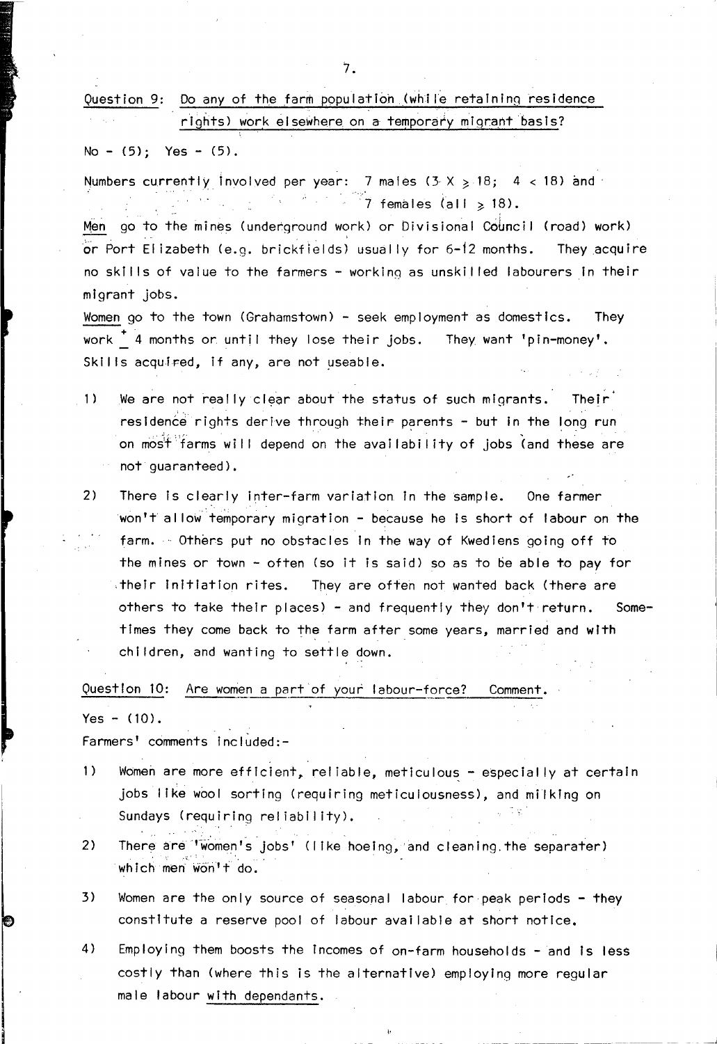Question 9: <u>Do any of the farm population (while retaining residence rights) work elsewhere on a temporary migrant basis?</u>

No - (5); Yes - (5).

Numbers currently involved per year: 7 males (3 X $\geqslant$ 18; 4 < 18) and 7 females (all $\geqslant$ 18).

<u>Men</u> go to the mines (underground work) or Divisional Council (road) work) or Port Elizabeth (e.g. brickfields) usually for 6-12 months. They acquire no skills of value to the farmers - working as unskilled labourers in their migrant jobs.

<u>Women</u> go to the town (Grahamstown) - seek employment as domestics. They work $\pm$ 4 months or until they lose their jobs. They want 'pin-money'. Skills acquired, if any, are not useable.

1) We are not really clear about the status of such migrants. Their residence rights derive through their parents - but in the long run on most farms will depend on the availability of jobs (and these are not guaranteed).

2) There is clearly inter-farm variation in the sample. One farmer won't allow temporary migration - because he is short of labour on the farm. Others put no obstacles in the way of Kwediens going off to the mines or town - often (so it is said) so as to be able to pay for their initiation rites. They are often not wanted back (there are others to take their places) - and frequently they don't return. Sometimes they come back to the farm after some years, married and with children, and wanting to settle down.

Question 10: <u>Are women a part of your labour-force? Comment.</u>

Yes - (10).

Farmers' comments included:-

1) Women are more efficient, reliable, meticulous - especially at certain jobs like wool sorting (requiring meticulousness), and milking on Sundays (requiring reliability).

2) There are 'women's jobs' (like hoeing, and cleaning the separater) which men won't do.

3) Women are the only source of seasonal labour for peak periods - they constitute a reserve pool of labour available at short notice.

4) Employing them boosts the incomes of on-farm households - and is less costly than (where this is the alternative) employing more regular male labour <u>with dependants</u>.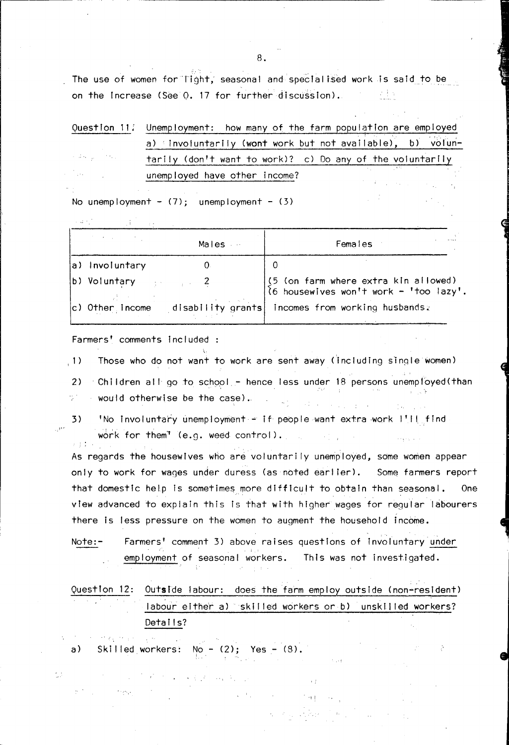The use of women for light, seasonal and specialised work is said to be on the increase (See Q. 17 for further discussion).

Question 11: <u>Unemployment: how many of the farm population are employed a) involuntarily (wont work but not available), b) voluntarily (don't want to work)? c) Do any of the voluntarily unemployed have other income?</u>

No unemployment - (7); unemployment - (3)

| | Males | Females |
|---|---|---|
| a) Involuntary | 0 | 0 |
| b) Voluntary | 2 | (5 (on farm where extra kin allowed) (6 housewives won't work - 'too lazy'. |
| c) Other income | disability grants | incomes from working husbands. |

Farmers' comments included :

1) Those who do not want to work are sent away (including single women)

2) Children all go to school - hence less under 18 persons unemployed(than would otherwise be the case).

3) 'No involuntary unemployment - if people want extra work I'll find work for them' (e.g. weed control).

As regards the housewives who are voluntarily unemployed, some women appear only to work for wages under duress (as noted earlier). Some farmers report that domestic help is sometimes more difficult to obtain than seasonal. One view advanced to explain this is that with higher wages for regular labourers there is less pressure on the women to augment the household income.

Note:- Farmers' comment 3) above raises questions of involuntary <u>under employment</u> of seasonal workers. This was not investigated.

Question 12: <u>Outside labour: does the farm employ outside (non-resident) labour either a) skilled workers or b) unskilled workers? Details?</u>

a) Skilled workers: No - (2); Yes - (8).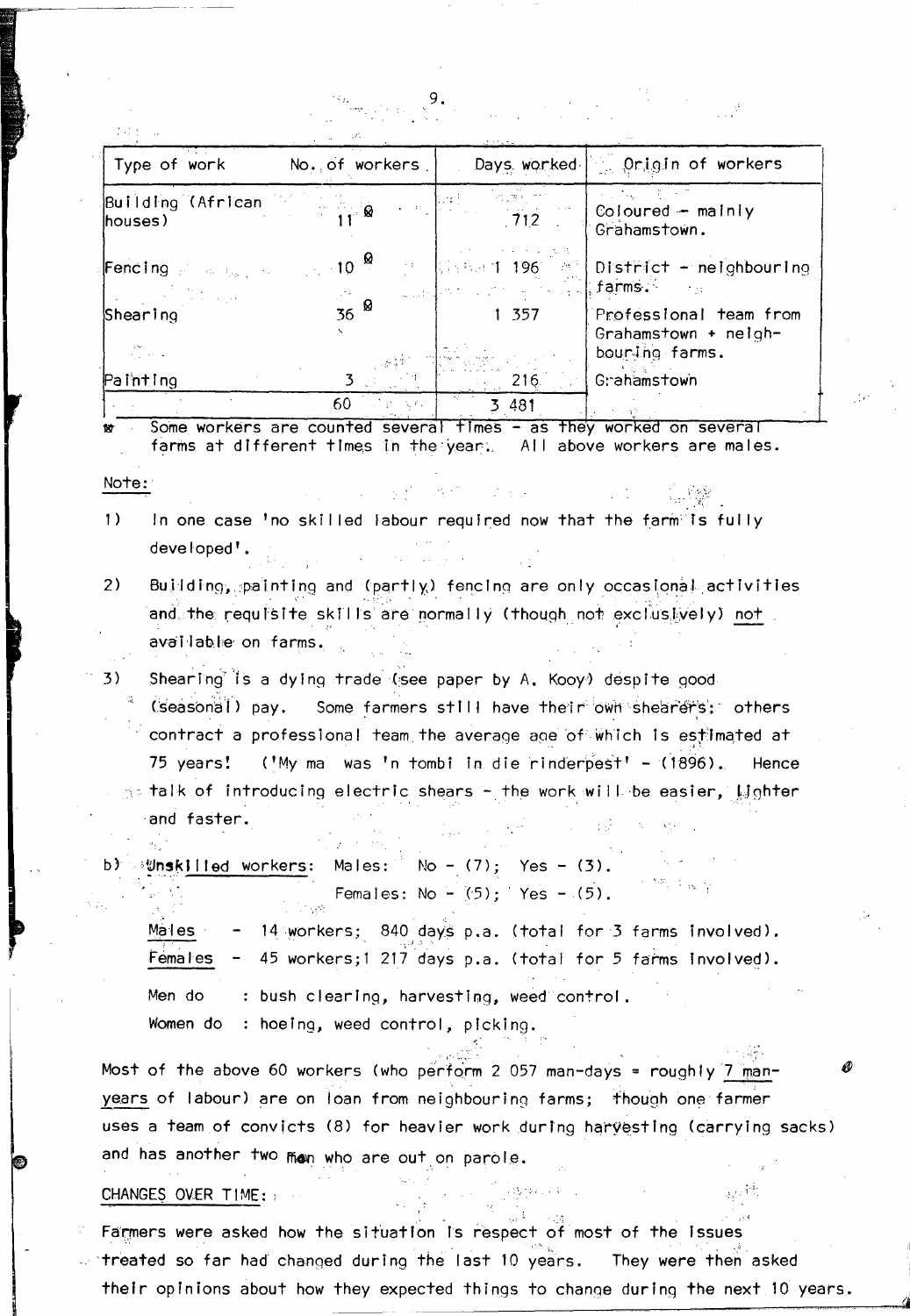| Type of work | No. of workers | Days worked | Origin of workers |
|---|---|---|---|
| Building (African houses) | 11 * | 712 | Coloured - mainly Grahamstown. |
| Fencing | 10 * | 1 196 | District - neighbouring farms. |
| Shearing | 36 * | 1 357 | Professional team from Grahamstown + neighbouring farms. |
| Painting | 3 | 216 | Grahamstown |
| | 60 | 3 481 | |

* Some workers are counted several times - as they worked on several farms at different times in the year. All above workers are males.

Note:

1) In one case 'no skilled labour required now that the farm is fully developed'.

2) Building, painting and (partly) fencing are only occasional activities and the requisite skills are normally (though not exclusively) not available on farms.

3) Shearing is a dying trade (see paper by A. Kooy) despite good (seasonal) pay. Some farmers still have their own shearers; others contract a professional team the average age of which is estimated at 75 years! ('My ma was 'n tombi in die rinderpest' - (1896). Hence talk of introducing electric shears - the work will be easier, lighter and faster.

b) Unskilled workers: Males: No - (7); Yes - (3).
Females: No - (5); Yes - (5).

Males - 14 workers; 840 days p.a. (total for 3 farms involved).
Females - 45 workers; 1 217 days p.a. (total for 5 farms involved).

Men do : bush clearing, harvesting, weed control.
Women do : hoeing, weed control, picking.

Most of the above 60 workers (who perform 2 057 man-days = roughly 7 man-years of labour) are on loan from neighbouring farms; though one farmer uses a team of convicts (8) for heavier work during harvesting (carrying sacks) and has another two men who are out on parole.

CHANGES OVER TIME:

Farmers were asked how the situation is respect of most of the issues treated so far had changed during the last 10 years. They were then asked their opinions about how they expected things to change during the next 10 years.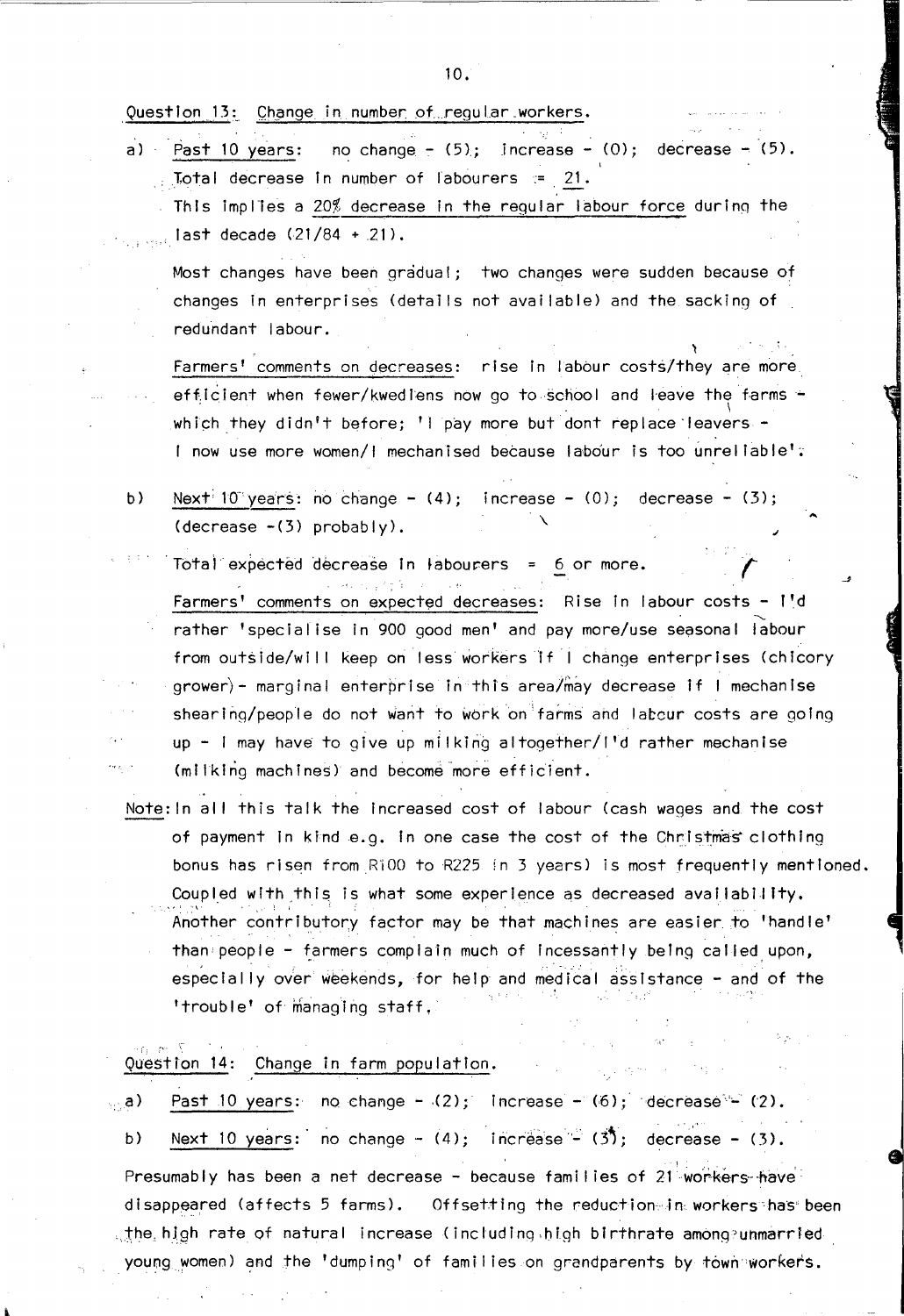Question 13: Change in number of regular workers.

a) Past 10 years: no change - (5); increase - (0); decrease - (5).
Total decrease in number of labourers = 21.
This implies a 20% decrease in the regular labour force during the last decade (21/84 + 21).

Most changes have been gradual; two changes were sudden because of changes in enterprises (details not available) and the sacking of redundant labour.

Farmers' comments on decreases: rise in labour costs/they are more efficient when fewer/kwedlens now go to school and leave the farms - which they didn't before; 'I pay more but dont replace leavers - I now use more women/I mechanised because labour is too unreliable'.

b) Next 10 years: no change - (4); increase - (0); decrease - (3); (decrease -(3) probably).

Total expected decrease in labourers = 6 or more.

Farmers' comments on expected decreases: Rise in labour costs - I'd rather 'specialise in 900 good men' and pay more/use seasonal labour from outside/will keep on less workers if I change enterprises (chicory grower) - marginal enterprise in this area/may decrease if I mechanise shearing/people do not want to work on farms and labour costs are going up - I may have to give up milking altogether/I'd rather mechanise (milking machines) and become more efficient.

Note: In all this talk the increased cost of labour (cash wages and the cost of payment in kind e.g. in one case the cost of the Christmas clothing bonus has risen from R100 to R225 in 3 years) is most frequently mentioned. Coupled with this is what some experience as decreased availability. Another contributory factor may be that machines are easier to 'handle' than people - farmers complain much of incessantly being called upon, especially over weekends, for help and medical assistance - and of the 'trouble' of managing staff.

Question 14: Change in farm population.

a) Past 10 years: no change - (2); increase - (6); decrease - (2).

b) Next 10 years: no change - (4); increase - (3); decrease - (3).

Presumably has been a net decrease - because families of 21 workers have disappeared (affects 5 farms). Offsetting the reduction in workers has been the high rate of natural increase (including high birthrate among unmarried young women) and the 'dumping' of families on grandparents by town workers.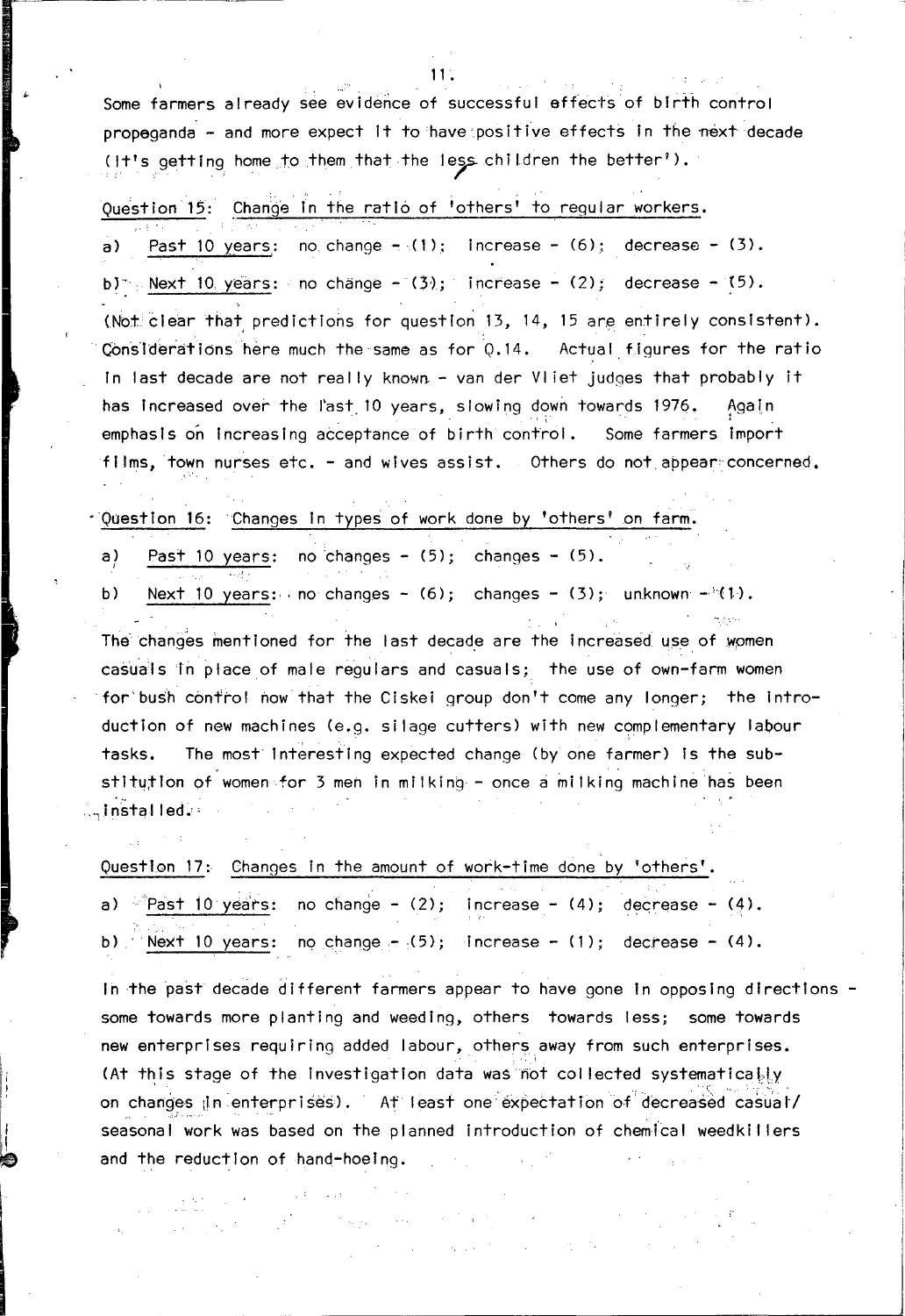Some farmers already see evidence of successful effects of birth control propaganda - and more expect it to have positive effects in the next decade (it's getting home to them that the less children the better').

Question 15: Change in the ratio of 'others' to regular workers.

a) Past 10 years: no change - (1); increase - (6); decrease - (3).

b) Next 10 years: no change - (3); increase - (2); decrease - (5).

(Not clear that predictions for question 13, 14, 15 are entirely consistent). Considerations here much the same as for Q.14. Actual figures for the ratio in last decade are not really known - van der Vliet judges that probably it has increased over the last 10 years, slowing down towards 1976. Again emphasis on increasing acceptance of birth control. Some farmers import films, town nurses etc. - and wives assist. Others do not appear concerned.

Question 16: Changes in types of work done by 'others' on farm.

a) Past 10 years: no changes - (5); changes - (5).

b) Next 10 years: no changes - (6); changes - (3); unknown - (1).

The changes mentioned for the last decade are the increased use of women casuals in place of male regulars and casuals; the use of own-farm women for bush control now that the Ciskei group don't come any longer; the introduction of new machines (e.g. silage cutters) with new complementary labour tasks. The most interesting expected change (by one farmer) is the substitution of women for 3 men in milking - once a milking machine has been installed.

Question 17: Changes in the amount of work-time done by 'others'.

a) Past 10 years: no change - (2); increase - (4); decrease - (4).

b) Next 10 years: no change - (5); increase - (1); decrease - (4).

In the past decade different farmers appear to have gone in opposing directions - some towards more planting and weeding, others towards less; some towards new enterprises requiring added labour, others away from such enterprises. (At this stage of the investigation data was not collected systematically on changes in enterprises). At least one expectation of decreased casual/seasonal work was based on the planned introduction of chemical weedkillers and the reduction of hand-hoeing.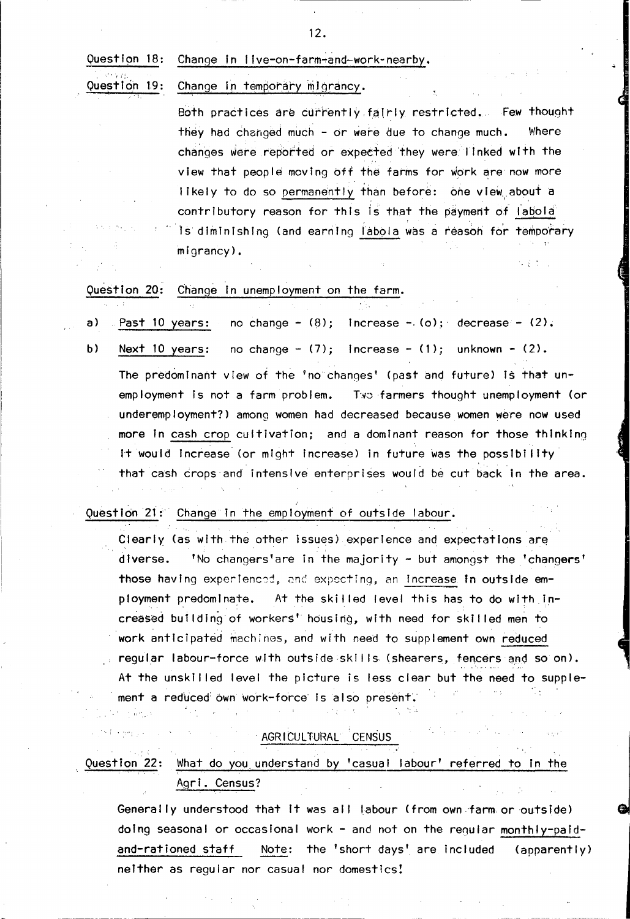Question 18: Change in live-on-farm-and-work-nearby.

Question 19: Change in temporary migrancy.

Both practices are currently fairly restricted. Few thought they had changed much - or were due to change much. Where changes were reported or expected they were linked with the view that people moving off the farms for work are now more likely to do so <u>permanently</u> than before: one view about a contributory reason for this is that the payment of <u>labola</u> is diminishing (and earning <u>labola</u> was a reason for temporary migrancy).

Question 20: Change in unemployment on the farm.

a) <u>Past 10 years</u>: no change - (8); increase - (o); decrease - (2).

b) <u>Next 10 years</u>: no change - (7); increase - (1); unknown - (2).

The predominant view of the 'no changes' (past and future) is that unemployment is not a farm problem. Two farmers thought unemployment (or underemployment?) among women had decreased because women were now used more in <u>cash crop</u> cultivation; and a dominant reason for those thinking it would increase (or might increase) in future was the possibility that cash crops and intensive enterprises would be cut back in the area.

Question 21: Change in the employment of outside labour.

Clearly (as with the other issues) experience and expectations are diverse. 'No changers' are in the majority - but amongst the 'changers' those having experienced, and expecting, an <u>increase</u> in outside employment predominate. At the skilled level this has to do with increased building of workers' housing, with need for skilled men to work anticipated machines, and with need to supplement own <u>reduced</u> regular labour-force with outside skills (shearers, fencers and so on). At the unskilled level the picture is less clear but the need to supplement a reduced own work-force is also present.

AGRICULTURAL CENSUS

Question 22: What do you understand by 'casual labour' referred to in the Agri. Census?

Generally understood that it was all labour (from own farm or outside) doing seasonal or occasional work - and not on the regular <u>monthly-paid-and-rationed staff</u>. <u>Note</u>: the 'short days' are included (apparently) neither as regular nor casual nor domestics!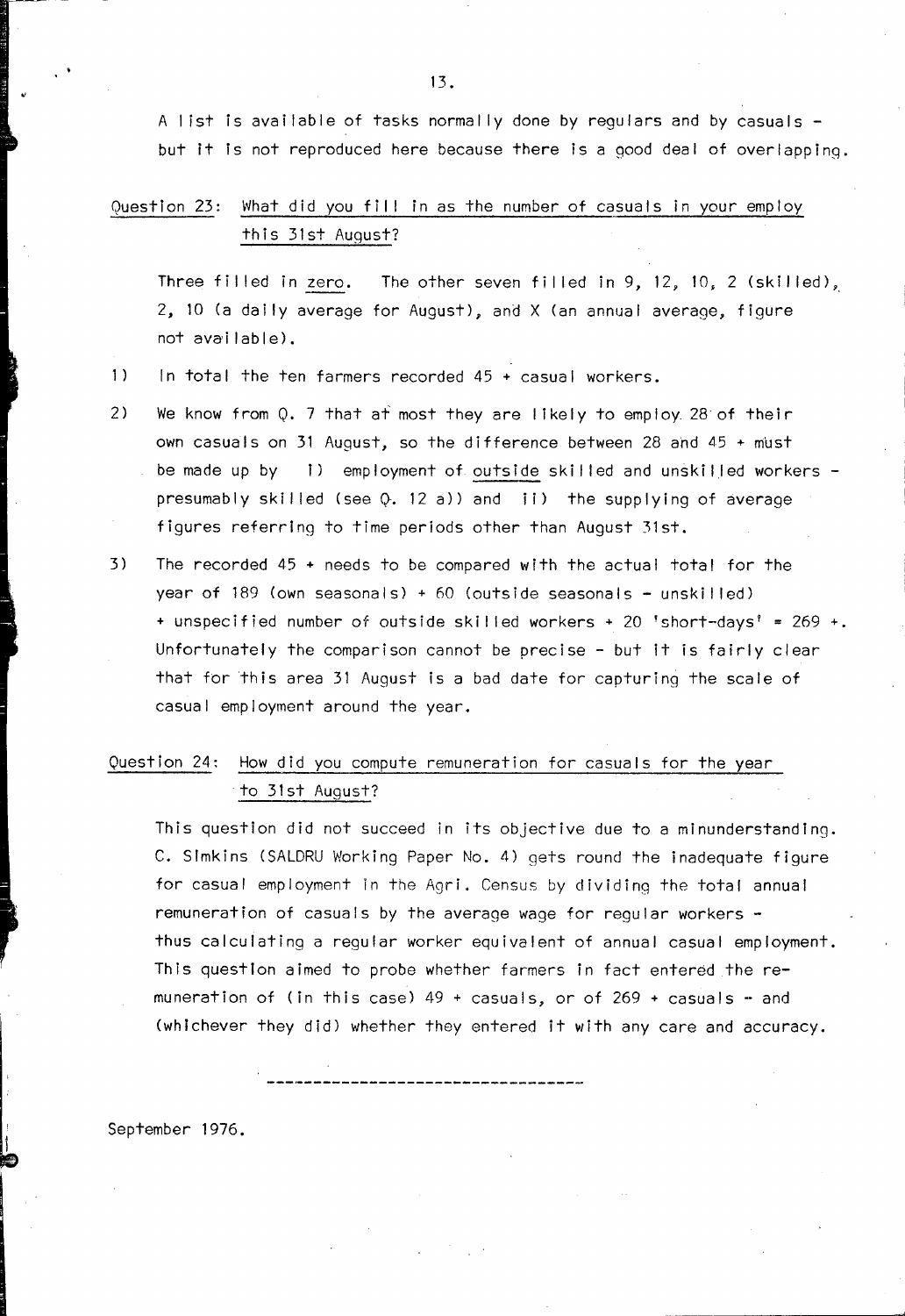A list is available of tasks normally done by regulars and by casuals - but it is not reproduced here because there is a good deal of overlapping.

Question 23: <u>What did you fill in as the number of casuals in your employ this 31st August?</u>

Three filled in <u>zero</u>. The other seven filled in 9, 12, 10, 2 (skilled), 2, 10 (a daily average for August), and X (an annual average, figure not available).

1) In total the ten farmers recorded 45 + casual workers.

2) We know from Q. 7 that at most they are likely to employ 28 of their own casuals on 31 August, so the difference between 28 and 45 + must be made up by i) employment of <u>outside</u> skilled and unskilled workers - presumably skilled (see Q. 12 a)) and ii) the supplying of average figures referring to time periods other than August 31st.

3) The recorded 45 + needs to be compared with the actual total for the year of 189 (own seasonals) + 60 (outside seasonals - unskilled) + unspecified number of outside skilled workers + 20 'short-days' = 269 +. Unfortunately the comparison cannot be precise - but it is fairly clear that for this area 31 August is a bad date for capturing the scale of casual employment around the year.

Question 24: <u>How did you compute remuneration for casuals for the year to 31st August?</u>

This question did not succeed in its objective due to a minunderstanding. C. Simkins (SALDRU Working Paper No. 4) gets round the inadequate figure for casual employment in the Agri. Census by dividing the total annual remuneration of casuals by the average wage for regular workers - thus calculating a regular worker equivalent of annual casual employment. This question aimed to probe whether farmers in fact entered the remuneration of (in this case) 49 + casuals, or of 269 + casuals - and (whichever they did) whether they entered it with any care and accuracy.

---

September 1976.